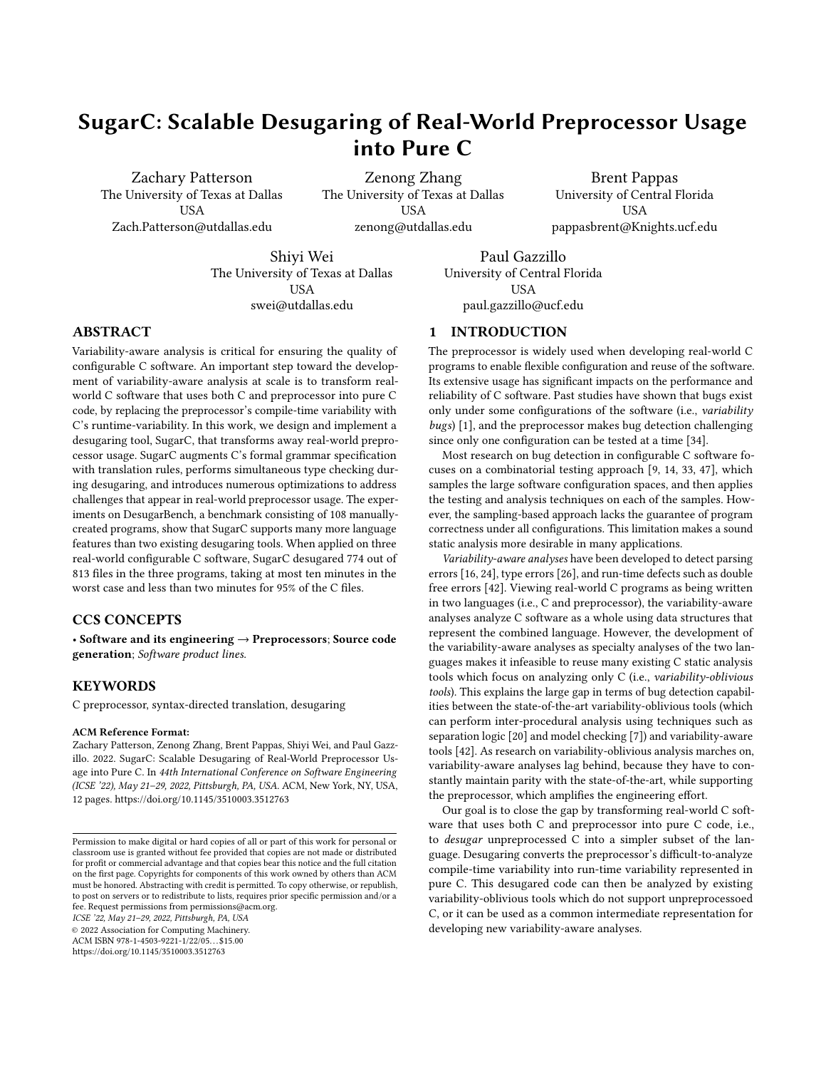# SugarC: Scalable Desugaring of Real-World Preprocessor Usage into Pure C

Zachary Patterson
The University of Texas at Dallas
USA
Zach.Patterson@utdallas.edu

Zenong Zhang
The University of Texas at Dallas
USA
zenong@utdallas.edu

Brent Pappas
University of Central Florida
USA
pappasbrent@Knights.ucf.edu

Shiyi Wei
The University of Texas at Dallas
USA
swei@utdallas.edu

Paul Gazzillo
University of Central Florida
USA
paul.gazzillo@ucf.edu

## ABSTRACT

Variability-aware analysis is critical for ensuring the quality of configurable C software. An important step toward the development of variability-aware analysis at scale is to transform real-world C software that uses both C and preprocessor into pure C code, by replacing the preprocessor's compile-time variability with C's runtime-variability. In this work, we design and implement a desugaring tool, SugarC, that transforms away real-world preprocessor usage. SugarC augments C's formal grammar specification with translation rules, performs simultaneous type checking during desugaring, and introduces numerous optimizations to address challenges that appear in real-world preprocessor usage. The experiments on DesugarBench, a benchmark consisting of 108 manually-created programs, show that SugarC supports many more language features than two existing desugaring tools. When applied on three real-world configurable C software, SugarC desugared 774 out of 813 files in the three programs, taking at most ten minutes in the worst case and less than two minutes for 95% of the C files.

## CCS CONCEPTS

• **Software and its engineering → Preprocessors**; **Source code generation**; *Software product lines.*

## KEYWORDS

C preprocessor, syntax-directed translation, desugaring

**ACM Reference Format:**
Zachary Patterson, Zenong Zhang, Brent Pappas, Shiyi Wei, and Paul Gazzillo. 2022. SugarC: Scalable Desugaring of Real-World Preprocessor Usage into Pure C. In *44th International Conference on Software Engineering (ICSE '22), May 21–29, 2022, Pittsburgh, PA, USA.* ACM, New York, NY, USA, 12 pages. https://doi.org/10.1145/3510003.3512763

Permission to make digital or hard copies of all or part of this work for personal or classroom use is granted without fee provided that copies are not made or distributed for profit or commercial advantage and that copies bear this notice and the full citation on the first page. Copyrights for components of this work owned by others than ACM must be honored. Abstracting with credit is permitted. To copy otherwise, or republish, to post on servers or to redistribute to lists, requires prior specific permission and/or a fee. Request permissions from permissions@acm.org.
*ICSE '22, May 21–29, 2022, Pittsburgh, PA, USA*
© 2022 Association for Computing Machinery.
ACM ISBN 978-1-4503-9221-1/22/05…$15.00
https://doi.org/10.1145/3510003.3512763

## 1 INTRODUCTION

The preprocessor is widely used when developing real-world C programs to enable flexible configuration and reuse of the software. Its extensive usage has significant impacts on the performance and reliability of C software. Past studies have shown that bugs exist only under some configurations of the software (i.e., *variability bugs*) [1], and the preprocessor makes bug detection challenging since only one configuration can be tested at a time [34].

Most research on bug detection in configurable C software focuses on a combinatorial testing approach [9, 14, 33, 47], which samples the large software configuration spaces, and then applies the testing and analysis techniques on each of the samples. However, the sampling-based approach lacks the guarantee of program correctness under all configurations. This limitation makes a sound static analysis more desirable in many applications.

*Variability-aware analyses* have been developed to detect parsing errors [16, 24], type errors [26], and run-time defects such as double free errors [42]. Viewing real-world C programs as being written in two languages (i.e., C and preprocessor), the variability-aware analyses analyze C software as a whole using data structures that represent the combined language. However, the development of the variability-aware analyses as specialty analyses of the two languages makes it infeasible to reuse many existing C static analysis tools which focus on analyzing only C (i.e., *variability-oblivious tools*). This explains the large gap in terms of bug detection capabilities between the state-of-the-art variability-oblivious tools (which can perform inter-procedural analysis using techniques such as separation logic [20] and model checking [7]) and variability-aware tools [42]. As research on variability-oblivious analysis marches on, variability-aware analyses lag behind, because they have to constantly maintain parity with the state-of-the-art, while supporting the preprocessor, which amplifies the engineering effort.

Our goal is to close the gap by transforming real-world C software that uses both C and preprocessor into pure C code, i.e., *desugar* unpreprocessed C into a simpler subset of the language. Desugaring converts the preprocessor's difficult-to-analyze compile-time variability into run-time variability represented in pure C. This desugared code can then be analyzed by existing variability-oblivious tools which do not support unpreprocessoed C, or it can be used as a common intermediate representation for developing new variability-aware analyses.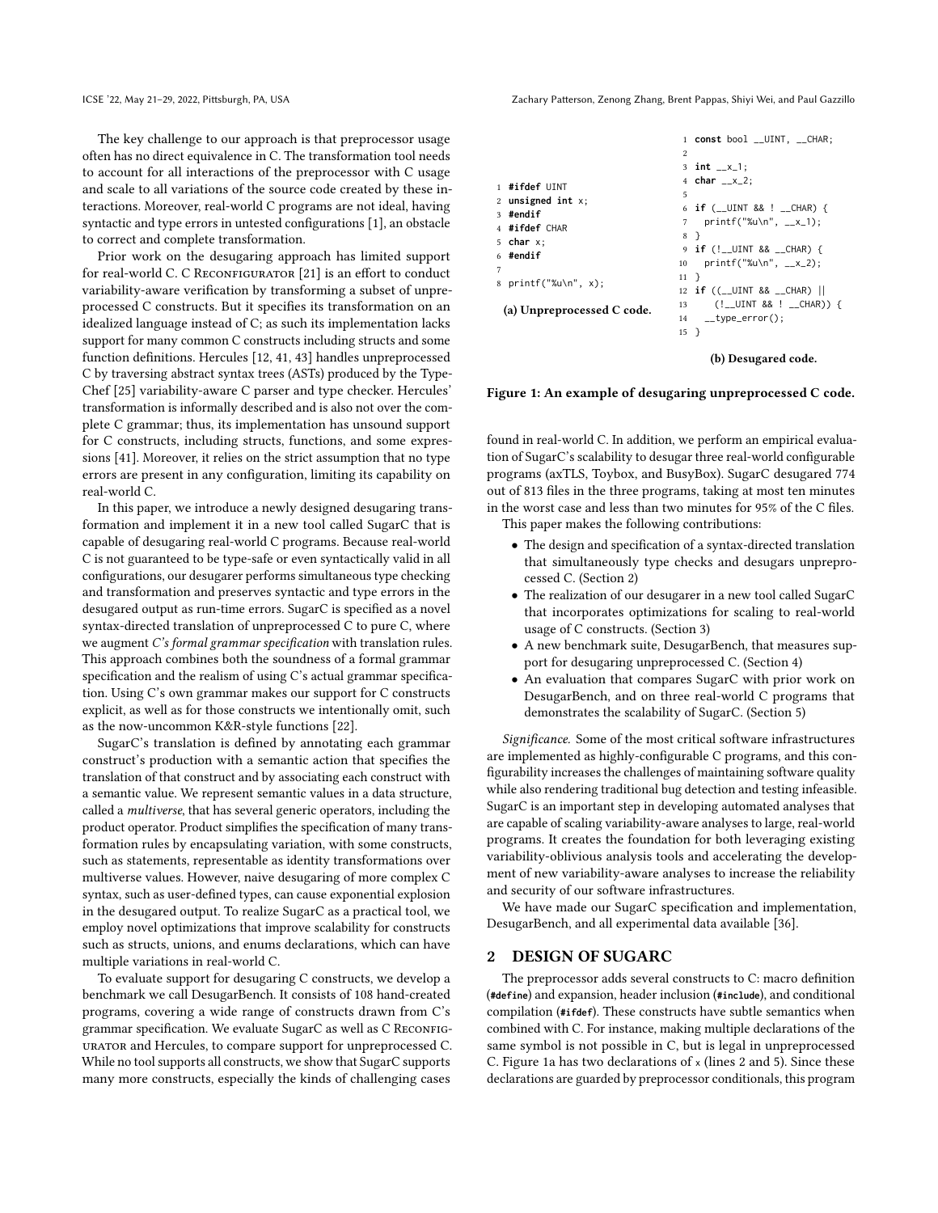The key challenge to our approach is that preprocessor usage often has no direct equivalence in C. The transformation tool needs to account for all interactions of the preprocessor with C usage and scale to all variations of the source code created by these interactions. Moreover, real-world C programs are not ideal, having syntactic and type errors in untested configurations [1], an obstacle to correct and complete transformation.

Prior work on the desugaring approach has limited support for real-world C. C Reconfigurator [21] is an effort to conduct variability-aware verification by transforming a subset of unpreprocessed C constructs. But it specifies its transformation on an idealized language instead of C; as such its implementation lacks support for many common C constructs including structs and some function definitions. Hercules [12, 41, 43] handles unpreprocessed C by traversing abstract syntax trees (ASTs) produced by the TypeChef [25] variability-aware C parser and type checker. Hercules' transformation is informally described and is also not over the complete C grammar; thus, its implementation has unsound support for C constructs, including structs, functions, and some expressions [41]. Moreover, it relies on the strict assumption that no type errors are present in any configuration, limiting its capability on real-world C.

In this paper, we introduce a newly designed desugaring transformation and implement it in a new tool called SugarC that is capable of desugaring real-world C programs. Because real-world C is not guaranteed to be type-safe or even syntactically valid in all configurations, our desugarer performs simultaneous type checking and transformation and preserves syntactic and type errors in the desugared output as run-time errors. SugarC is specified as a novel syntax-directed translation of unpreprocessed C to pure C, where we augment *C's formal grammar specification* with translation rules. This approach combines both the soundness of a formal grammar specification and the realism of using C's actual grammar specification. Using C's own grammar makes our support for C constructs explicit, as well as for those constructs we intentionally omit, such as the now-uncommon K&R-style functions [22].

SugarC's translation is defined by annotating each grammar construct's production with a semantic action that specifies the translation of that construct and by associating each construct with a semantic value. We represent semantic values in a data structure, called a *multiverse*, that has several generic operators, including the product operator. Product simplifies the specification of many transformation rules by encapsulating variation, with some constructs, such as statements, representable as identity transformations over multiverse values. However, naive desugaring of more complex C syntax, such as user-defined types, can cause exponential explosion in the desugared output. To realize SugarC as a practical tool, we employ novel optimizations that improve scalability for constructs such as structs, unions, and enums declarations, which can have multiple variations in real-world C.

To evaluate support for desugaring C constructs, we develop a benchmark we call DesugarBench. It consists of 108 hand-created programs, covering a wide range of constructs drawn from C's grammar specification. We evaluate SugarC as well as C Reconfigurator and Hercules, to compare support for unpreprocessed C. While no tool supports all constructs, we show that SugarC supports many more constructs, especially the kinds of challenging cases

```
1 #ifdef UINT
2 unsigned int x;
3 #endif
4 #ifdef CHAR
5 char x;
6 #endif
7
8 printf("%u\n", x);
```

(a) Unpreprocessed C code.

```
1  const bool __UINT, __CHAR;
2
3  int __x_1;
4  char __x_2;
5
6  if (__UINT && ! __CHAR) {
7    printf("%u\n", __x_1);
8  }
9  if (!__UINT && __CHAR) {
10   printf("%u\n", __x_2);
11 }
12 if ((__UINT && __CHAR) ||
13     (!__UINT && ! __CHAR)) {
14   __type_error();
15 }
```

(b) Desugared code.

**Figure 1: An example of desugaring unpreprocessed C code.**

found in real-world C. In addition, we perform an empirical evaluation of SugarC's scalability to desugar three real-world configurable programs (axTLS, Toybox, and BusyBox). SugarC desugared 774 out of 813 files in the three programs, taking at most ten minutes in the worst case and less than two minutes for 95% of the C files.

This paper makes the following contributions:

- The design and specification of a syntax-directed translation that simultaneously type checks and desugars unpreprocessed C. (Section 2)
- The realization of our desugarer in a new tool called SugarC that incorporates optimizations for scaling to real-world usage of C constructs. (Section 3)
- A new benchmark suite, DesugarBench, that measures support for desugaring unpreprocessed C. (Section 4)
- An evaluation that compares SugarC with prior work on DesugarBench, and on three real-world C programs that demonstrates the scalability of SugarC. (Section 5)

*Significance.* Some of the most critical software infrastructures are implemented as highly-configurable C programs, and this configurability increases the challenges of maintaining software quality while also rendering traditional bug detection and testing infeasible. SugarC is an important step in developing automated analyses that are capable of scaling variability-aware analyses to large, real-world programs. It creates the foundation for both leveraging existing variability-oblivious analysis tools and accelerating the development of new variability-aware analyses to increase the reliability and security of our software infrastructures.

We have made our SugarC specification and implementation, DesugarBench, and all experimental data available [36].

## 2 DESIGN OF SUGARC

The preprocessor adds several constructs to C: macro definition (`#define`) and expansion, header inclusion (`#include`), and conditional compilation (`#ifdef`). These constructs have subtle semantics when combined with C. For instance, making multiple declarations of the same symbol is not possible in C, but is legal in unpreprocessed C. Figure 1a has two declarations of `x` (lines 2 and 5). Since these declarations are guarded by preprocessor conditionals, this program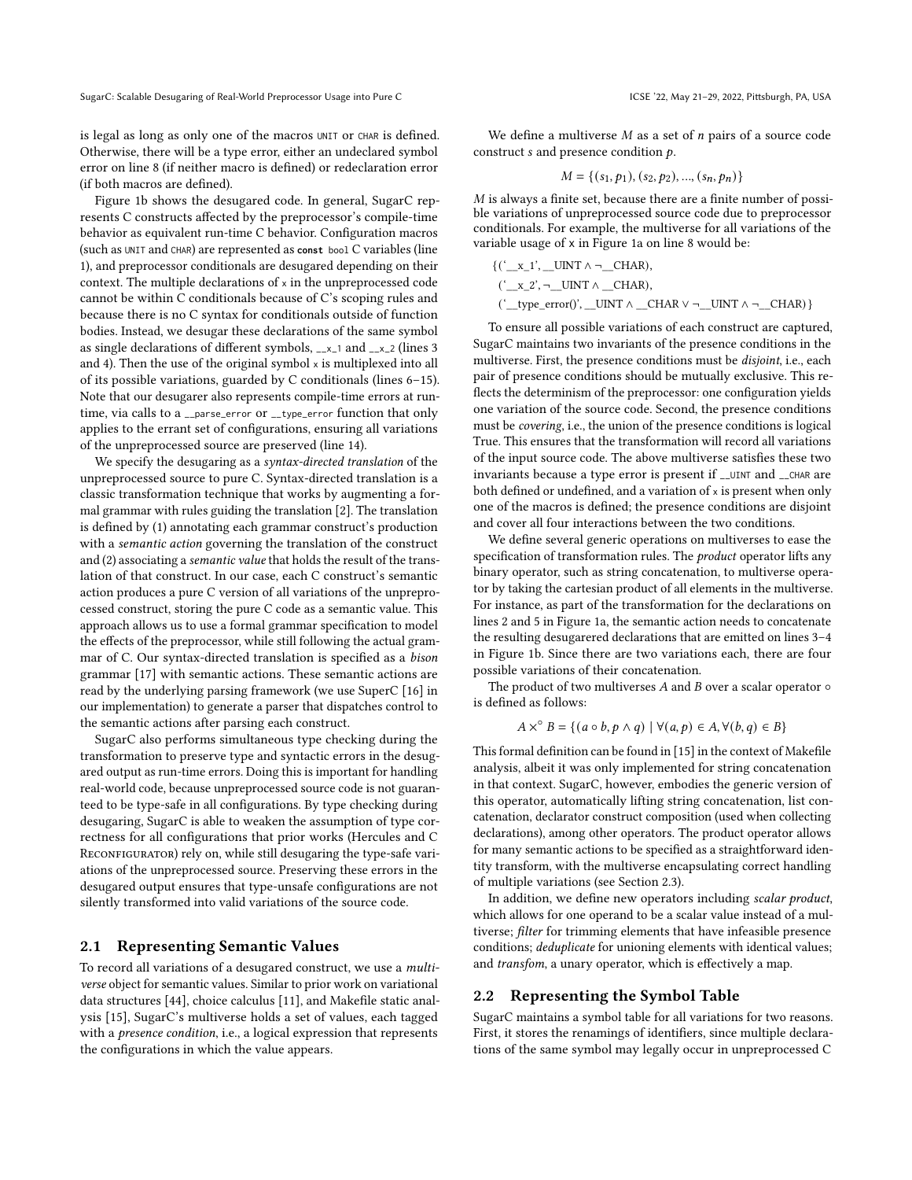is legal as long as only one of the macros `UNIT` or `CHAR` is defined. Otherwise, there will be a type error, either an undeclared symbol error on line 8 (if neither macro is defined) or redeclaration error (if both macros are defined).

Figure 1b shows the desugared code. In general, SugarC represents C constructs affected by the preprocessor's compile-time behavior as equivalent run-time C behavior. Configuration macros (such as `UNIT` and `CHAR`) are represented as **`const`** `bool` C variables (line 1), and preprocessor conditionals are desugared depending on their context. The multiple declarations of `x` in the unpreprocessed code cannot be within C conditionals because of C's scoping rules and because there is no C syntax for conditionals outside of function bodies. Instead, we desugar these declarations of the same symbol as single declarations of different symbols, `__x_1` and `__x_2` (lines 3 and 4). Then the use of the original symbol `x` is multiplexed into all of its possible variations, guarded by C conditionals (lines 6–15). Note that our desugarer also represents compile-time errors at run-time, via calls to a `__parse_error` or `__type_error` function that only applies to the errant set of configurations, ensuring all variations of the unpreprocessed source are preserved (line 14).

We specify the desugaring as a *syntax-directed translation* of the unpreprocessed source to pure C. Syntax-directed translation is a classic transformation technique that works by augmenting a formal grammar with rules guiding the translation [2]. The translation is defined by (1) annotating each grammar construct's production with a *semantic action* governing the translation of the construct and (2) associating a *semantic value* that holds the result of the translation of that construct. In our case, each C construct's semantic action produces a pure C version of all variations of the unpreprocessed construct, storing the pure C code as a semantic value. This approach allows us to use a formal grammar specification to model the effects of the preprocessor, while still following the actual grammar of C. Our syntax-directed translation is specified as a *bison* grammar [17] with semantic actions. These semantic actions are read by the underlying parsing framework (we use SuperC [16] in our implementation) to generate a parser that dispatches control to the semantic actions after parsing each construct.

SugarC also performs simultaneous type checking during the transformation to preserve type and syntactic errors in the desugared output as run-time errors. Doing this is important for handling real-world code, because unpreprocessed source code is not guaranteed to be type-safe in all configurations. By type checking during desugaring, SugarC is able to weaken the assumption of type correctness for all configurations that prior works (Hercules and C Reconfigurator) rely on, while still desugaring the type-safe variations of the unpreprocessed source. Preserving these errors in the desugared output ensures that type-unsafe configurations are not silently transformed into valid variations of the source code.

## 2.1 Representing Semantic Values

To record all variations of a desugared construct, we use a *multiverse* object for semantic values. Similar to prior work on variational data structures [44], choice calculus [11], and Makefile static analysis [15], SugarC's multiverse holds a set of values, each tagged with a *presence condition*, i.e., a logical expression that represents the configurations in which the value appears.

We define a multiverse $M$ as a set of $n$ pairs of a source code construct $s$ and presence condition $p$.

$$M = \{(s_1, p_1), (s_2, p_2), ..., (s_n, p_n)\}$$

$M$ is always a finite set, because there are a finite number of possible variations of unpreprocessed source code due to preprocessor conditionals. For example, the multiverse for all variations of the variable usage of `x` in Figure 1a on line 8 would be:

$$\{(\text{'\_\_x\_1'}, \text{\_\_UINT} \wedge \neg\text{\_\_CHAR}),$$
$$(\text{'\_\_x\_2'}, \neg\text{\_\_UINT} \wedge \text{\_\_CHAR}),$$
$$(\text{'\_\_type\_error()'}, \text{\_\_UINT} \wedge \text{\_\_CHAR} \vee \neg\text{\_\_UINT} \wedge \neg\text{\_\_CHAR})\}$$

To ensure all possible variations of each construct are captured, SugarC maintains two invariants of the presence conditions in the multiverse. First, the presence conditions must be *disjoint*, i.e., each pair of presence conditions should be mutually exclusive. This reflects the determinism of the preprocessor: one configuration yields one variation of the source code. Second, the presence conditions must be *covering*, i.e., the union of the presence conditions is logical True. This ensures that the transformation will record all variations of the input source code. The above multiverse satisfies these two invariants because a type error is present if `__UINT` and `__CHAR` are both defined or undefined, and a variation of `x` is present when only one of the macros is defined; the presence conditions are disjoint and cover all four interactions between the two conditions.

We define several generic operations on multiverses to ease the specification of transformation rules. The *product* operator lifts any binary operator, such as string concatenation, to multiverse operator by taking the cartesian product of all elements in the multiverse. For instance, as part of the transformation for the declarations on lines 2 and 5 in Figure 1a, the semantic action needs to concatenate the resulting desugarered declarations that are emitted on lines 3–4 in Figure 1b. Since there are two variations each, there are four possible variations of their concatenation.

The product of two multiverses $A$ and $B$ over a scalar operator $\circ$ is defined as follows:

$$A \times^{\circ} B = \{(a \circ b, p \wedge q) \mid \forall (a, p) \in A, \forall (b, q) \in B\}$$

This formal definition can be found in [15] in the context of Makefile analysis, albeit it was only implemented for string concatenation in that context. SugarC, however, embodies the generic version of this operator, automatically lifting string concatenation, list concatenation, declarator construct composition (used when collecting declarations), among other operators. The product operator allows for many semantic actions to be specified as a straightforward identity transform, with the multiverse encapsulating correct handling of multiple variations (see Section 2.3).

In addition, we define new operators including *scalar product*, which allows for one operand to be a scalar value instead of a multiverse; *filter* for trimming elements that have infeasible presence conditions; *deduplicate* for unioning elements with identical values; and *transfom*, a unary operator, which is effectively a map.

## 2.2 Representing the Symbol Table

SugarC maintains a symbol table for all variations for two reasons. First, it stores the renamings of identifiers, since multiple declarations of the same symbol may legally occur in unpreprocessed C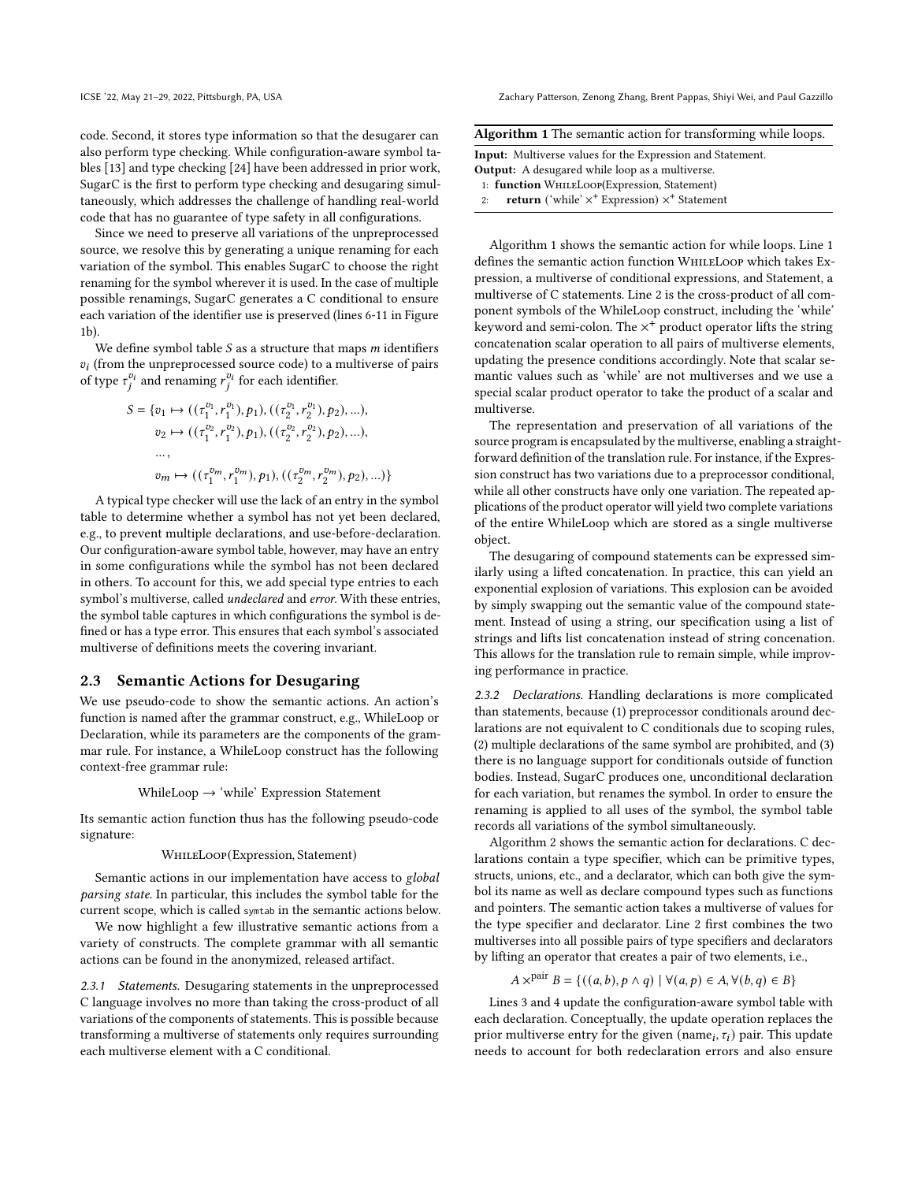code. Second, it stores type information so that the desugarer can also perform type checking. While configuration-aware symbol tables [13] and type checking [24] have been addressed in prior work, SugarC is the first to perform type checking and desugaring simultaneously, which addresses the challenge of handling real-world code that has no guarantee of type safety in all configurations.

Since we need to preserve all variations of the unpreprocessed source, we resolve this by generating a unique renaming for each variation of the symbol. This enables SugarC to choose the right renaming for the symbol wherever it is used. In the case of multiple possible renamings, SugarC generates a C conditional to ensure each variation of the identifier use is preserved (lines 6-11 in Figure 1b).

We define symbol table $S$ as a structure that maps $m$ identifiers $v_i$ (from the unpreprocessed source code) to a multiverse of pairs of type $\tau_j^{v_i}$ and renaming $r_j^{v_i}$ for each identifier.

$$
\begin{aligned}
S = \{ & v_1 \mapsto ((\tau_1^{v_1}, r_1^{v_1}), p_1), ((\tau_2^{v_1}, r_2^{v_1}), p_2), ...), \\
& v_2 \mapsto ((\tau_1^{v_2}, r_1^{v_2}), p_1), ((\tau_2^{v_2}, r_2^{v_2}), p_2), ...), \\
& ..., \\
& v_m \mapsto ((\tau_1^{v_m}, r_1^{v_m}), p_1), ((\tau_2^{v_m}, r_2^{v_m}), p_2), ...)\}
\end{aligned}
$$

A typical type checker will use the lack of an entry in the symbol table to determine whether a symbol has not yet been declared, e.g., to prevent multiple declarations, and use-before-declaration. Our configuration-aware symbol table, however, may have an entry in some configurations while the symbol has not been declared in others. To account for this, we add special type entries to each symbol's multiverse, called *undeclared* and *error*. With these entries, the symbol table captures in which configurations the symbol is defined or has a type error. This ensures that each symbol's associated multiverse of definitions meets the covering invariant.

### 2.3 Semantic Actions for Desugaring

We use pseudo-code to show the semantic actions. An action's function is named after the grammar construct, e.g., WhileLoop or Declaration, while its parameters are the components of the grammar rule. For instance, a WhileLoop construct has the following context-free grammar rule:

$$\text{WhileLoop} \rightarrow \text{'while' Expression Statement}$$

Its semantic action function thus has the following pseudo-code signature:

$$\textsc{WhileLoop}(\text{Expression}, \text{Statement})$$

Semantic actions in our implementation have access to *global parsing state*. In particular, this includes the symbol table for the current scope, which is called `symtab` in the semantic actions below.

We now highlight a few illustrative semantic actions from a variety of constructs. The complete grammar with all semantic actions can be found in the anonymized, released artifact.

*2.3.1 Statements.* Desugaring statements in the unpreprocessed C language involves no more than taking the cross-product of all variations of the components of statements. This is possible because transforming a multiverse of statements only requires surrounding each multiverse element with a C conditional.

**Algorithm 1** The semantic action for transforming while loops.

**Input:** Multiverse values for the Expression and Statement.
**Output:** A desugared while loop as a multiverse.

```
1: function WhileLoop(Expression, Statement)
2:     return ('while' ×+ Expression) ×+ Statement
```

Algorithm 1 shows the semantic action for while loops. Line 1 defines the semantic action function WhileLoop which takes Expression, a multiverse of conditional expressions, and Statement, a multiverse of C statements. Line 2 is the cross-product of all component symbols of the WhileLoop construct, including the 'while' keyword and semi-colon. The $\times^{+}$ product operator lifts the string concatenation scalar operation to all pairs of multiverse elements, updating the presence conditions accordingly. Note that scalar semantic values such as 'while' are not multiverses and we use a special scalar product operator to take the product of a scalar and multiverse.

The representation and preservation of all variations of the source program is encapsulated by the multiverse, enabling a straightforward definition of the translation rule. For instance, if the Expression construct has two variations due to a preprocessor conditional, while all other constructs have only one variation. The repeated applications of the product operator will yield two complete variations of the entire WhileLoop which are stored as a single multiverse object.

The desugaring of compound statements can be expressed similarly using a lifted concatenation. In practice, this can yield an exponential explosion of variations. This explosion can be avoided by simply swapping out the semantic value of the compound statement. Instead of using a string, our specification using a list of strings and lifts list concatenation instead of string concenation. This allows for the translation rule to remain simple, while improving performance in practice.

*2.3.2 Declarations.* Handling declarations is more complicated than statements, because (1) preprocessor conditionals around declarations are not equivalent to C conditionals due to scoping rules, (2) multiple declarations of the same symbol are prohibited, and (3) there is no language support for conditionals outside of function bodies. Instead, SugarC produces one, unconditional declaration for each variation, but renames the symbol. In order to ensure the renaming is applied to all uses of the symbol, the symbol table records all variations of the symbol simultaneously.

Algorithm 2 shows the semantic action for declarations. C declarations contain a type specifier, which can be primitive types, structs, unions, etc., and a declarator, which can both give the symbol its name as well as declare compound types such as functions and pointers. The semantic action takes a multiverse of values for the type specifier and declarator. Line 2 first combines the two multiverses into all possible pairs of type specifiers and declarators by lifting an operator that creates a pair of two elements, i.e.,

$$A \times^{\text{pair}} B = \{((a, b), p \wedge q) \mid \forall (a, p) \in A, \forall (b, q) \in B\}$$

Lines 3 and 4 update the configuration-aware symbol table with each declaration. Conceptually, the update operation replaces the prior multiverse entry for the given $(\text{name}_i, \tau_i)$ pair. This update needs to account for both redeclaration errors and also ensure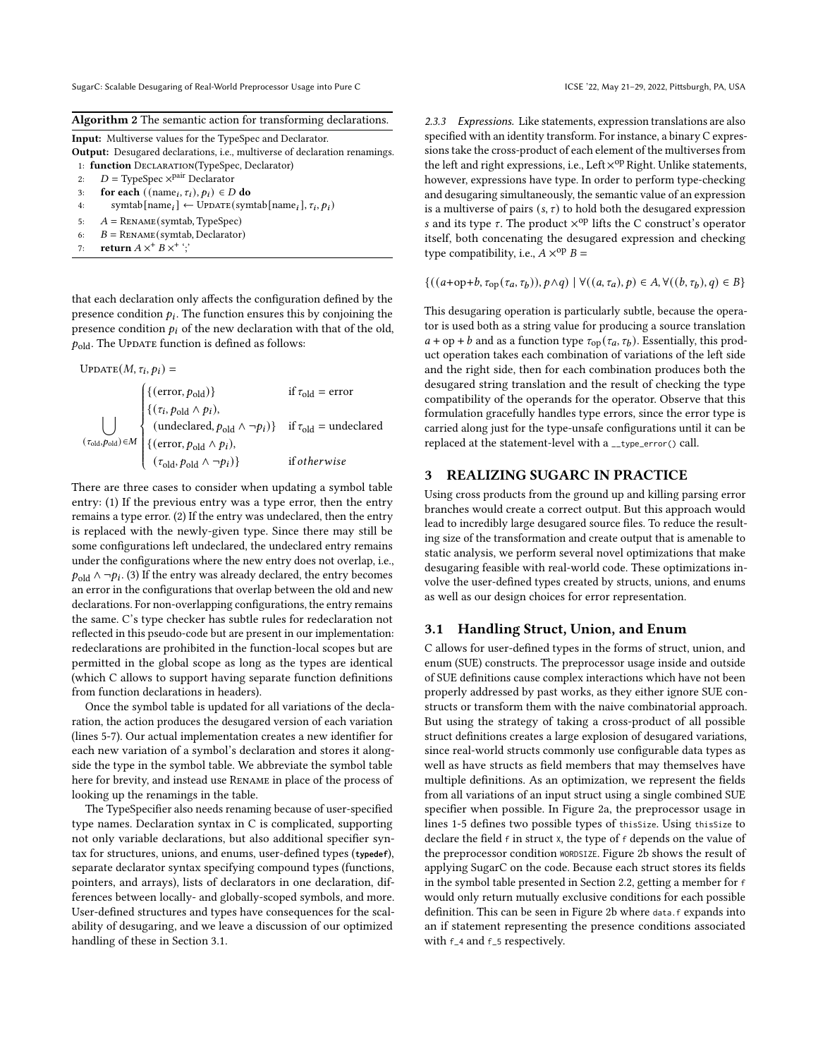**Algorithm 2** The semantic action for transforming declarations.

**Input:** Multiverse values for the TypeSpec and Declarator.
**Output:** Desugared declarations, i.e., multiverse of declaration renamings.

```
1: function DECLARATION(TypeSpec, Declarator)
2:     D = TypeSpec ×^pair Declarator
3:     for each ((name_i, τ_i), p_i) ∈ D do
4:         symtab[name_i] ← UPDATE(symtab[name_i], τ_i, p_i)
5:     A = RENAME(symtab, TypeSpec)
6:     B = RENAME(symtab, Declarator)
7:     return A ×^+ B ×^+ ';'
```

that each declaration only affects the configuration defined by the presence condition $p_i$. The function ensures this by conjoining the presence condition $p_i$ of the new declaration with that of the old, $p_{\text{old}}$. The UPDATE function is defined as follows:

$$\text{UPDATE}(M, \tau_i, p_i) = \bigcup_{(\tau_{\text{old}}, p_{\text{old}}) \in M} \begin{cases} \{(\text{error}, p_{\text{old}})\} & \text{if } \tau_{\text{old}} = \text{error} \\ \{(\tau_i, p_{\text{old}} \wedge p_i), \\ \quad (\text{undeclared}, p_{\text{old}} \wedge \neg p_i)\} & \text{if } \tau_{\text{old}} = \text{undeclared} \\ \{(\text{error}, p_{\text{old}} \wedge p_i), \\ \quad (\tau_{\text{old}}, p_{\text{old}} \wedge \neg p_i)\} & \text{if } \textit{otherwise} \end{cases}$$

There are three cases to consider when updating a symbol table entry: (1) If the previous entry was a type error, then the entry remains a type error. (2) If the entry was undeclared, then the entry is replaced with the newly-given type. Since there may still be some configurations left undeclared, the undeclared entry remains under the configurations where the new entry does not overlap, i.e., $p_{\text{old}} \wedge \neg p_i$. (3) If the entry was already declared, the entry becomes an error in the configurations that overlap between the old and new declarations. For non-overlapping configurations, the entry remains the same. C's type checker has subtle rules for redeclaration not reflected in this pseudo-code but are present in our implementation: redeclarations are prohibited in the function-local scopes but are permitted in the global scope as long as the types are identical (which C allows to support having separate function definitions from function declarations in headers).

Once the symbol table is updated for all variations of the declaration, the action produces the desugared version of each variation (lines 5-7). Our actual implementation creates a new identifier for each new variation of a symbol's declaration and stores it alongside the type in the symbol table. We abbreviate the symbol table here for brevity, and instead use RENAME in place of the process of looking up the renamings in the table.

The TypeSpecifier also needs renaming because of user-specified type names. Declaration syntax in C is complicated, supporting not only variable declarations, but also additional specifier syntax for structures, unions, and enums, user-defined types (**typedef**), separate declarator syntax specifying compound types (functions, pointers, and arrays), lists of declarators in one declaration, differences between locally- and globally-scoped symbols, and more. User-defined structures and types have consequences for the scalability of desugaring, and we leave a discussion of our optimized handling of these in Section 3.1.

#### 2.3.3 Expressions.

Like statements, expression translations are also specified with an identity transform. For instance, a binary C expressions take the cross-product of each element of the multiverses from the left and right expressions, i.e., Left $\times^{\text{op}}$ Right. Unlike statements, however, expressions have type. In order to perform type-checking and desugaring simultaneously, the semantic value of an expression is a multiverse of pairs $(s, \tau)$ to hold both the desugared expression $s$ and its type $\tau$. The product $\times^{\text{op}}$ lifts the C construct's operator itself, both concenating the desugared expression and checking type compatibility, i.e., $A \times^{\text{op}} B =$

$$\{((a\text{+op+}b, \tau_{\text{op}}(\tau_a, \tau_b)), p \wedge q) \mid \forall((a, \tau_a), p) \in A, \forall((b, \tau_b), q) \in B\}$$

This desugaring operation is particularly subtle, because the operator is used both as a string value for producing a source translation $a$ + op + $b$ and as a function type $\tau_{\text{op}}(\tau_a, \tau_b)$. Essentially, this product operation takes each combination of variations of the left side and the right side, then for each combination produces both the desugared string translation and the result of checking the type compatibility of the operands for the operator. Observe that this formulation gracefully handles type errors, since the error type is carried along just for the type-unsafe configurations until it can be replaced at the statement-level with a `__type_error()` call.

## 3 REALIZING SUGARC IN PRACTICE

Using cross products from the ground up and killing parsing error branches would create a correct output. But this approach would lead to incredibly large desugared source files. To reduce the resulting size of the transformation and create output that is amenable to static analysis, we perform several novel optimizations that make desugaring feasible with real-world code. These optimizations involve the user-defined types created by structs, unions, and enums as well as our design choices for error representation.

### 3.1 Handling Struct, Union, and Enum

C allows for user-defined types in the forms of struct, union, and enum (SUE) constructs. The preprocessor usage inside and outside of SUE definitions cause complex interactions which have not been properly addressed by past works, as they either ignore SUE constructs or transform them with the naive combinatorial approach. But using the strategy of taking a cross-product of all possible struct definitions creates a large explosion of desugared variations, since real-world structs commonly use configurable data types as well as have structs as field members that may themselves have multiple definitions. As an optimization, we represent the fields from all variations of an input struct using a single combined SUE specifier when possible. In Figure 2a, the preprocessor usage in lines 1-5 defines two possible types of `thisSize`. Using `thisSize` to declare the field `f` in struct `X`, the type of `f` depends on the value of the preprocessor condition `WORDSIZE`. Figure 2b shows the result of applying SugarC on the code. Because each struct stores its fields in the symbol table presented in Section 2.2, getting a member for `f` would only return mutually exclusive conditions for each possible definition. This can be seen in Figure 2b where `data.f` expands into an if statement representing the presence conditions associated with `f_4` and `f_5` respectively.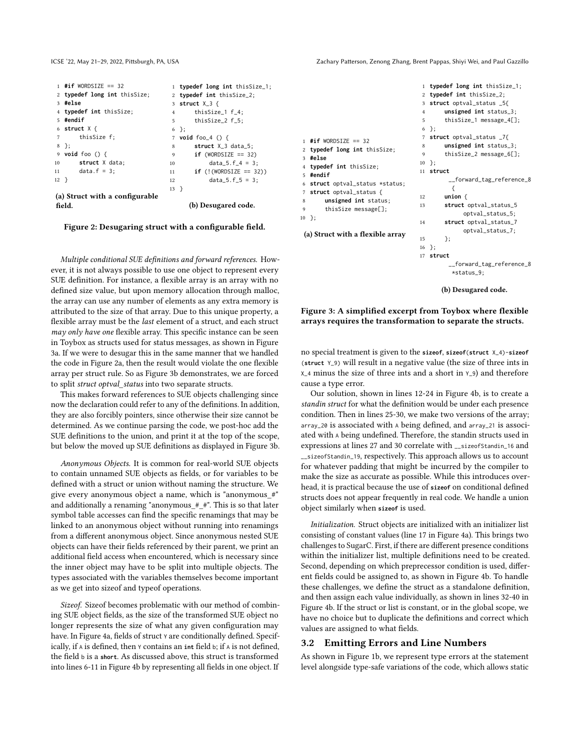```c
1  #if WORDSIZE == 32
2  typedef long int thisSize;
3  #else
4  typedef int thisSize;
5  #endif
6  struct X {
7      thisSize f;
8  };
9  void foo () {
10     struct X data;
11     data.f = 3;
12 }
```

(a) Struct with a configurable field.

```c
1  typedef long int thisSize_1;
2  typedef int thisSize_2;
3  struct X_3 {
4      thisSize_1 f_4;
5      thisSize_2 f_5;
6  };
7  void foo_4 () {
8      struct X_3 data_5;
9      if (WORDSIZE == 32)
10         data_5.f_4 = 3;
11     if (!(WORDSIZE == 32))
12         data_5.f_5 = 3;
13 }
```

(b) Desugared code.

**Figure 2: Desugaring struct with a configurable field.**

*Multiple conditional SUE definitions and forward references.* However, it is not always possible to use one object to represent every SUE definition. For instance, a flexible array is an array with no defined size value, but upon memory allocation through malloc, the array can use any number of elements as any extra memory is attributed to the size of that array. Due to this unique property, a flexible array must be the *last* element of a struct, and each struct *may only have one* flexible array. This specific instance can be seen in Toybox as structs used for status messages, as shown in Figure 3a. If we were to desugar this in the same manner that we handled the code in Figure 2a, then the result would violate the one flexible array per struct rule. So as Figure 3b demonstrates, we are forced to split *struct optval_status* into two separate structs.

This makes forward references to SUE objects challenging since now the declaration could refer to any of the definitions. In addition, they are also forcibly pointers, since otherwise their size cannot be determined. As we continue parsing the code, we post-hoc add the SUE definitions to the union, and print it at the top of the scope, but below the moved up SUE definitions as displayed in Figure 3b.

*Anonymous Objects.* It is common for real-world SUE objects to contain unnamed SUE objects as fields, or for variables to be defined with a struct or union without naming the structure. We give every anonymous object a name, which is "anonymous_#" and additionally a renaming "anonymous_#_#". This is so that later symbol table accesses can find the specific renamings that may be linked to an anonymous object without running into renamings from a different anonymous object. Since anonymous nested SUE objects can have their fields referenced by their parent, we print an additional field access when encountered, which is necessary since the inner object may have to be split into multiple objects. The types associated with the variables themselves become important as we get into sizeof and typeof operations.

*Sizeof.* Sizeof becomes problematic with our method of combining SUE object fields, as the size of the transformed SUE object no longer represents the size of what any given configuration may have. In Figure 4a, fields of struct Y are conditionally defined. Specifically, if A is defined, then Y contains an **int** field b; if A is not defined, the field b is a **short**. As discussed above, this struct is transformed into lines 6-11 in Figure 4b by representing all fields in one object. If

```c
1  #if WORDSIZE == 32
2  typedef long int thisSize;
3  #else
4  typedef int thisSize;
5  #endif
6  struct optval_status *status;
7  struct optval_status {
8      unsigned int status;
9      thisSize message[];
10 };
```

(a) Struct with a flexible array

```c
1  typedef long int thisSize_1;
2  typedef int thisSize_2;
3  struct optval_status _5{
4      unsigned int status_3;
5      thisSize_1 message_4[];
6  };
7  struct optval_status _7{
8      unsigned int status_3;
9      thisSize_2 message_6[];
10 };
11 struct
       __forward_tag_reference_8
       {
12     union {
13     struct optval_status_5
           optval_status_5;
14     struct optval_status_7
           optval_status_7;
15     };
16 };
17 struct
       __forward_tag_reference_8
       *status_9;
```

(b) Desugared code.

**Figure 3: A simplified excerpt from Toybox where flexible arrays requires the transformation to separate the structs.**

no special treatment is given to the **sizeof**, **sizeof**(**struct** X_4)-**sizeof**(**struct** Y_9) will result in a negative value (the size of three ints in X_4 minus the size of three ints and a short in Y_9) and therefore cause a type error.

Our solution, shown in lines 12-24 in Figure 4b, is to create a *standin struct* for what the definition would be under each presence condition. Then in lines 25-30, we make two versions of the array; array_20 is associated with A being defined, and array_21 is associated with A being undefined. Therefore, the standin structs used in expressions at lines 27 and 30 correlate with __sizeofStandin_16 and __sizeofStandin_19, respectively. This approach allows us to account for whatever padding that might be incurred by the compiler to make the size as accurate as possible. While this introduces overhead, it is practical because the use of **sizeof** on conditional defined structs does not appear frequently in real code. We handle a union object similarly when **sizeof** is used.

*Initialization.* Struct objects are initialized with an initializer list consisting of constant values (line 17 in Figure 4a). This brings two challenges to SugarC. First, if there are different presence conditions within the initializer list, multiple definitions need to be created. Second, depending on which preprecessor condition is used, different fields could be assigned to, as shown in Figure 4b. To handle these challenges, we define the struct as a standalone definition, and then assign each value individually, as shown in lines 32-40 in Figure 4b. If the struct or list is constant, or in the global scope, we have no choice but to duplicate the definitions and correct which values are assigned to what fields.

## 3.2 Emitting Errors and Line Numbers

As shown in Figure 1b, we represent type errors at the statement level alongside type-safe variations of the code, which allows static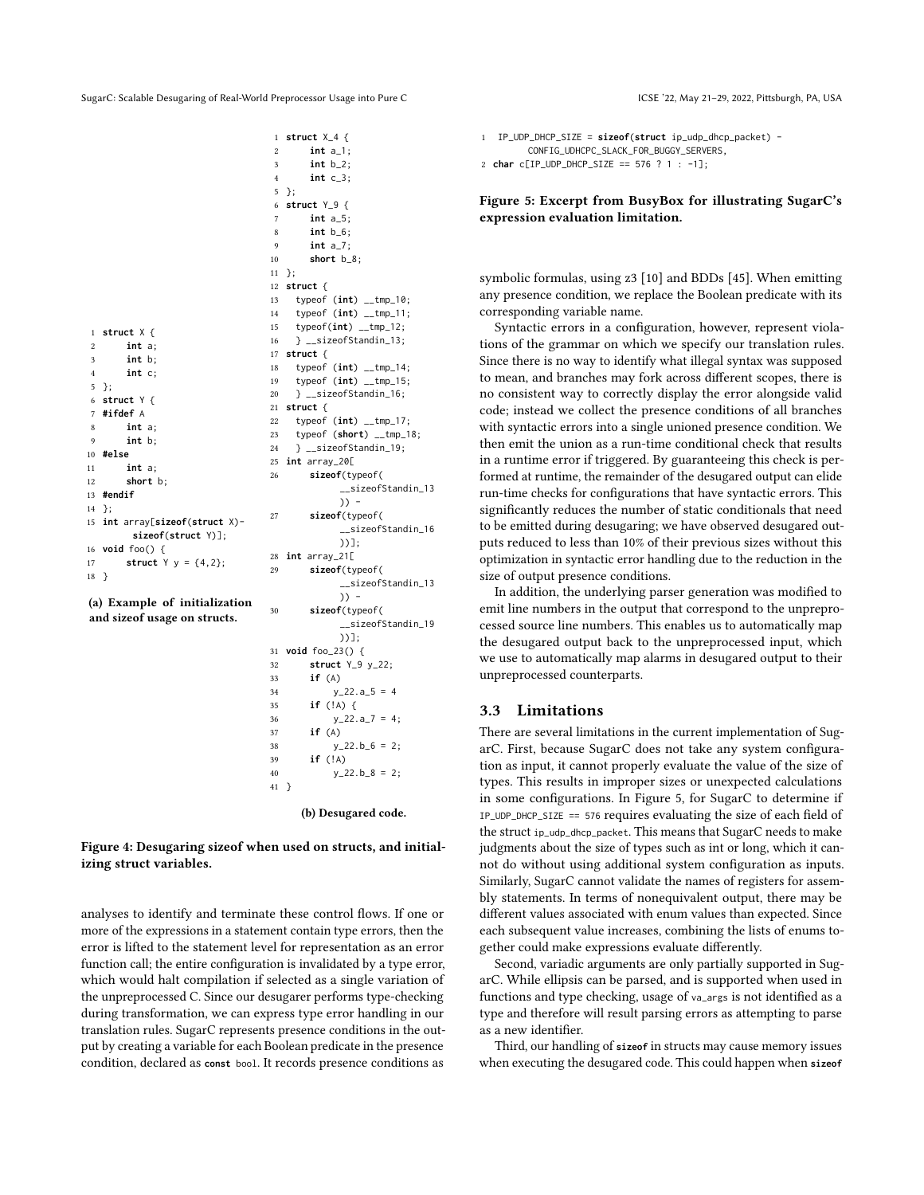```
1  struct X {
2       int a;
3       int b;
4       int c;
5  };
6  struct Y {
7  #ifdef A
8       int a;
9       int b;
10 #else
11      int a;
12      short b;
13 #endif
14 };
15 int array[sizeof(struct X)-
        sizeof(struct Y)];
16 void foo() {
17      struct Y y = {4,2};
18 }
```

**(a) Example of initialization and sizeof usage on structs.**

```
1  struct X_4 {
2       int a_1;
3       int b_2;
4       int c_3;
5  };
6  struct Y_9 {
7       int a_5;
8       int b_6;
9       int a_7;
10      short b_8;
11 };
12 struct {
13   typeof (int) __tmp_10;
14   typeof (int) __tmp_11;
15   typeof(int) __tmp_12;
16   } __sizeofStandin_13;
17 struct {
18   typeof (int) __tmp_14;
19   typeof (int) __tmp_15;
20   } __sizeofStandin_16;
21 struct {
22   typeof (int) __tmp_17;
23   typeof (short) __tmp_18;
24   } __sizeofStandin_19;
25 int array_20[
26      sizeof(typeof(
            __sizeofStandin_13
            )) -
27      sizeof(typeof(
            __sizeofStandin_16
            ))];
28 int array_21[
29      sizeof(typeof(
            __sizeofStandin_13
            )) -
30      sizeof(typeof(
            __sizeofStandin_19
            ))];
31 void foo_23() {
32      struct Y_9 y_22;
33      if (A)
34          y_22.a_5 = 4
35      if (!A) {
36          y_22.a_7 = 4;
37      if (A)
38          y_22.b_6 = 2;
39      if (!A)
40          y_22.b_8 = 2;
41 }
```

**(b) Desugared code.**

**Figure 4: Desugaring sizeof when used on structs, and initializing struct variables.**

analyses to identify and terminate these control flows. If one or more of the expressions in a statement contain type errors, then the error is lifted to the statement level for representation as an error function call; the entire configuration is invalidated by a type error, which would halt compilation if selected as a single variation of the unpreprocessed C. Since our desugarer performs type-checking during transformation, we can express type error handling in our translation rules. SugarC represents presence conditions in the output by creating a variable for each Boolean predicate in the presence condition, declared as `const bool`. It records presence conditions as symbolic formulas, using z3 [10] and BDDs [45]. When emitting any presence condition, we replace the Boolean predicate with its corresponding variable name.

```
1  IP_UDP_DHCP_SIZE = sizeof(struct ip_udp_dhcp_packet) -
       CONFIG_UDHCPC_SLACK_FOR_BUGGY_SERVERS,
2 char c[IP_UDP_DHCP_SIZE == 576 ? 1 : -1];
```

**Figure 5: Excerpt from BusyBox for illustrating SugarC's expression evaluation limitation.**

Syntactic errors in a configuration, however, represent violations of the grammar on which we specify our translation rules. Since there is no way to identify what illegal syntax was supposed to mean, and branches may fork across different scopes, there is no consistent way to correctly display the error alongside valid code; instead we collect the presence conditions of all branches with syntactic errors into a single unioned presence condition. We then emit the union as a run-time conditional check that results in a runtime error if triggered. By guaranteeing this check is performed at runtime, the remainder of the desugared output can elide run-time checks for configurations that have syntactic errors. This significantly reduces the number of static conditionals that need to be emitted during desugaring; we have observed desugared outputs reduced to less than 10% of their previous sizes without this optimization in syntactic error handling due to the reduction in the size of output presence conditions.

In addition, the underlying parser generation was modified to emit line numbers in the output that correspond to the unpreprocessed source line numbers. This enables us to automatically map the desugared output back to the unpreprocessed input, which we use to automatically map alarms in desugared output to their unpreprocessed counterparts.

## 3.3 Limitations

There are several limitations in the current implementation of SugarC. First, because SugarC does not take any system configuration as input, it cannot properly evaluate the value of the size of types. This results in improper sizes or unexpected calculations in some configurations. In Figure 5, for SugarC to determine if `IP_UDP_DHCP_SIZE == 576` requires evaluating the size of each field of the struct `ip_udp_dhcp_packet`. This means that SugarC needs to make judgments about the size of types such as int or long, which it cannot do without using additional system configuration as inputs. Similarly, SugarC cannot validate the names of registers for assembly statements. In terms of nonequivalent output, there may be different values associated with enum values than expected. Since each subsequent value increases, combining the lists of enums together could make expressions evaluate differently.

Second, variadic arguments are only partially supported in SugarC. While ellipsis can be parsed, and is supported when used in functions and type checking, usage of `va_args` is not identified as a type and therefore will result parsing errors as attempting to parse as a new identifier.

Third, our handling of **sizeof** in structs may cause memory issues when executing the desugared code. This could happen when **sizeof**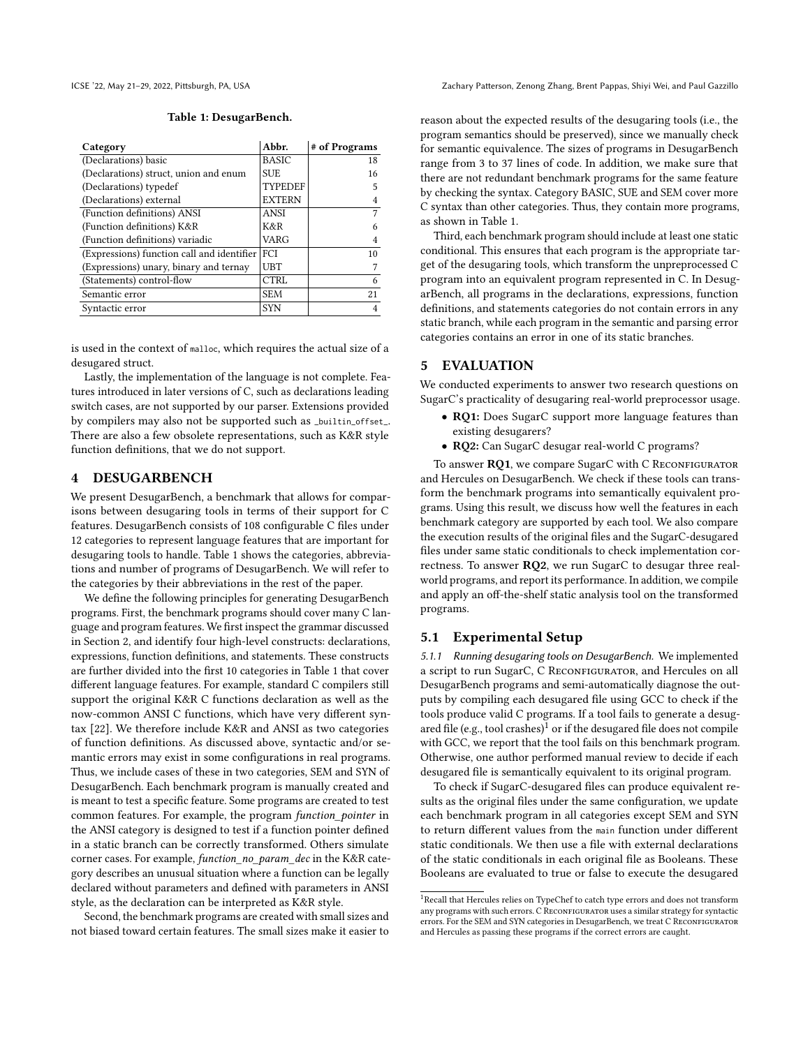**Table 1: DesugarBench.**

| Category | Abbr. | # of Programs |
|---|---|---|
| (Declarations) basic | BASIC | 18 |
| (Declarations) struct, union and enum | SUE | 16 |
| (Declarations) typedef | TYPEDEF | 5 |
| (Declarations) external | EXTERN | 4 |
| (Function definitions) ANSI | ANSI | 7 |
| (Function definitions) K&R | K&R | 6 |
| (Function definitions) variadic | VARG | 4 |
| (Expressions) function call and identifier | FCI | 10 |
| (Expressions) unary, binary and ternay | UBT | 7 |
| (Statements) control-flow | CTRL | 6 |
| Semantic error | SEM | 21 |
| Syntactic error | SYN | 4 |

is used in the context of `malloc`, which requires the actual size of a desugared struct.

Lastly, the implementation of the language is not complete. Features introduced in later versions of C, such as declarations leading switch cases, are not supported by our parser. Extensions provided by compilers may also not be supported such as `_builtin_offset_`. There are also a few obsolete representations, such as K&R style function definitions, that we do not support.

## 4 DESUGARBENCH

We present DesugarBench, a benchmark that allows for comparisons between desugaring tools in terms of their support for C features. DesugarBench consists of 108 configurable C files under 12 categories to represent language features that are important for desugaring tools to handle. Table 1 shows the categories, abbreviations and number of programs of DesugarBench. We will refer to the categories by their abbreviations in the rest of the paper.

We define the following principles for generating DesugarBench programs. First, the benchmark programs should cover many C language and program features. We first inspect the grammar discussed in Section 2, and identify four high-level constructs: declarations, expressions, function definitions, and statements. These constructs are further divided into the first 10 categories in Table 1 that cover different language features. For example, standard C compilers still support the original K&R C functions declaration as well as the now-common ANSI C functions, which have very different syntax [22]. We therefore include K&R and ANSI as two categories of function definitions. As discussed above, syntactic and/or semantic errors may exist in some configurations in real programs. Thus, we include cases of these in two categories, SEM and SYN of DesugarBench. Each benchmark program is manually created and is meant to test a specific feature. Some programs are created to test common features. For example, the program *function_pointer* in the ANSI category is designed to test if a function pointer defined in a static branch can be correctly transformed. Others simulate corner cases. For example, *function_no_param_dec* in the K&R category describes an unusual situation where a function can be legally declared without parameters and defined with parameters in ANSI style, as the declaration can be interpreted as K&R style.

Second, the benchmark programs are created with small sizes and not biased toward certain features. The small sizes make it easier to reason about the expected results of the desugaring tools (i.e., the program semantics should be preserved), since we manually check for semantic equivalence. The sizes of programs in DesugarBench range from 3 to 37 lines of code. In addition, we make sure that there are not redundant benchmark programs for the same feature by checking the syntax. Category BASIC, SUE and SEM cover more C syntax than other categories. Thus, they contain more programs, as shown in Table 1.

Third, each benchmark program should include at least one static conditional. This ensures that each program is the appropriate target of the desugaring tools, which transform the unpreprocessed C program into an equivalent program represented in C. In DesugarBench, all programs in the declarations, expressions, function definitions, and statements categories do not contain errors in any static branch, while each program in the semantic and parsing error categories contains an error in one of its static branches.

## 5 EVALUATION

We conducted experiments to answer two research questions on SugarC's practicality of desugaring real-world preprocessor usage.

- **RQ1:** Does SugarC support more language features than existing desugarers?
- **RQ2:** Can SugarC desugar real-world C programs?

To answer **RQ1**, we compare SugarC with C Reconfigurator and Hercules on DesugarBench. We check if these tools can transform the benchmark programs into semantically equivalent programs. Using this result, we discuss how well the features in each benchmark category are supported by each tool. We also compare the execution results of the original files and the SugarC-desugared files under same static conditionals to check implementation correctness. To answer **RQ2**, we run SugarC to desugar three real-world programs, and report its performance. In addition, we compile and apply an off-the-shelf static analysis tool on the transformed programs.

### 5.1 Experimental Setup

*5.1.1 Running desugaring tools on DesugarBench.* We implemented a script to run SugarC, C Reconfigurator, and Hercules on all DesugarBench programs and semi-automatically diagnose the outputs by compiling each desugared file using GCC to check if the tools produce valid C programs. If a tool fails to generate a desugared file (e.g., tool crashes)[1] or if the desugared file does not compile with GCC, we report that the tool fails on this benchmark program. Otherwise, one author performed manual review to decide if each desugared file is semantically equivalent to its original program.

To check if SugarC-desugared files can produce equivalent results as the original files under the same configuration, we update each benchmark program in all categories except SEM and SYN to return different values from the `main` function under different static conditionals. We then use a file with external declarations of the static conditionals in each original file as Booleans. These Booleans are evaluated to true or false to execute the desugared

[1] Recall that Hercules relies on TypeChef to catch type errors and does not transform any programs with such errors. C Reconfigurator uses a similar strategy for syntactic errors. For the SEM and SYN categories in DesugarBench, we treat C Reconfigurator and Hercules as passing these programs if the correct errors are caught.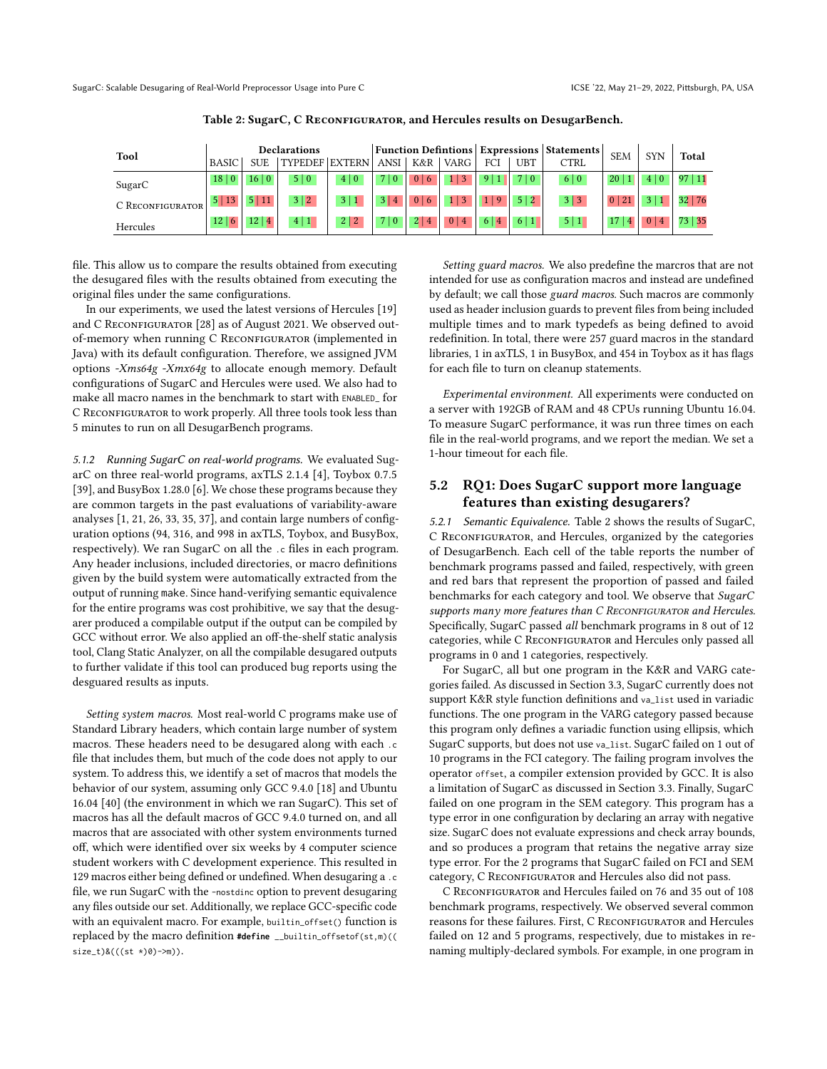Table 2: SugarC, C Reconfigurator, and Hercules results on DesugarBench.

| Tool | Declarations | | | | Function Defintions | | | Expressions | | Statements | SEM | SYN | Total |
|---|---|---|---|---|---|---|---|---|---|---|---|---|---|
| | BASIC | SUE | TYPEDEF | EXTERN | ANSI | K&R | VARG | FCI | UBT | CTRL | | | |
| SugarC | 18 \| 0 | 16 \| 0 | 5 \| 0 | 4 \| 0 | 7 \| 0 | 0 \| 6 | 1 \| 3 | 9 \| 1 | 7 \| 0 | 6 \| 0 | 20 \| 1 | 4 \| 0 | 97 \| 11 |
| C Reconfigurator | 5 \| 13 | 5 \| 11 | 3 \| 2 | 3 \| 1 | 3 \| 4 | 0 \| 6 | 1 \| 3 | 1 \| 9 | 5 \| 2 | 3 \| 3 | 0 \| 21 | 3 \| 1 | 32 \| 76 |
| Hercules | 12 \| 6 | 12 \| 4 | 4 \| 1 | 2 \| 2 | 7 \| 0 | 2 \| 4 | 0 \| 4 | 6 \| 4 | 6 \| 1 | 5 \| 1 | 17 \| 4 | 0 \| 4 | 73 \| 35 |

file. This allow us to compare the results obtained from executing the desugared files with the results obtained from executing the original files under the same configurations.

In our experiments, we used the latest versions of Hercules [19] and C Reconfigurator [28] as of August 2021. We observed out-of-memory when running C Reconfigurator (implemented in Java) with its default configuration. Therefore, we assigned JVM options *-Xms64g -Xmx64g* to allocate enough memory. Default configurations of SugarC and Hercules were used. We also had to make all macro names in the benchmark to start with `ENABLED_` for C Reconfigurator to work properly. All three tools took less than 5 minutes to run on all DesugarBench programs.

*5.1.2 Running SugarC on real-world programs.* We evaluated SugarC on three real-world programs, axTLS 2.1.4 [4], Toybox 0.7.5 [39], and BusyBox 1.28.0 [6]. We chose these programs because they are common targets in the past evaluations of variability-aware analyses [1, 21, 26, 33, 35, 37], and contain large numbers of configuration options (94, 316, and 998 in axTLS, Toybox, and BusyBox, respectively). We ran SugarC on all the `.c` files in each program. Any header inclusions, included directories, or macro definitions given by the build system were automatically extracted from the output of running `make`. Since hand-verifying semantic equivalence for the entire programs was cost prohibitive, we say that the desugarer produced a compilable output if the output can be compiled by GCC without error. We also applied an off-the-shelf static analysis tool, Clang Static Analyzer, on all the compilable desugared outputs to further validate if this tool can produced bug reports using the desguared results as inputs.

*Setting system macros.* Most real-world C programs make use of Standard Library headers, which contain large number of system macros. These headers need to be desugared along with each `.c` file that includes them, but much of the code does not apply to our system. To address this, we identify a set of macros that models the behavior of our system, assuming only GCC 9.4.0 [18] and Ubuntu 16.04 [40] (the environment in which we ran SugarC). This set of macros has all the default macros of GCC 9.4.0 turned on, and all macros that are associated with other system environments turned off, which were identified over six weeks by 4 computer science student workers with C development experience. This resulted in 129 macros either being defined or undefined. When desugaring a `.c` file, we run SugarC with the `-nostdinc` option to prevent desugaring any files outside our set. Additionally, we replace GCC-specific code with an equivalent macro. For example, `builtin_offset()` function is replaced by the macro definition `#define __builtin_offsetof(st,m)((size_t)&(((st *)0)->m))`.

*Setting guard macros.* We also predefine the marcros that are not intended for use as configuration macros and instead are undefined by default; we call those *guard macros.* Such macros are commonly used as header inclusion guards to prevent files from being included multiple times and to mark typedefs as being defined to avoid redefinition. In total, there were 257 guard macros in the standard libraries, 1 in axTLS, 1 in BusyBox, and 454 in Toybox as it has flags for each file to turn on cleanup statements.

*Experimental environment.* All experiments were conducted on a server with 192GB of RAM and 48 CPUs running Ubuntu 16.04. To measure SugarC performance, it was run three times on each file in the real-world programs, and we report the median. We set a 1-hour timeout for each file.

## 5.2 RQ1: Does SugarC support more language features than existing desugarers?

*5.2.1 Semantic Equivalence.* Table 2 shows the results of SugarC, C Reconfigurator, and Hercules, organized by the categories of DesugarBench. Each cell of the table reports the number of benchmark programs passed and failed, respectively, with green and red bars that represent the proportion of passed and failed benchmarks for each category and tool. We observe that *SugarC supports many more features than C Reconfigurator and Hercules.* Specifically, SugarC passed *all* benchmark programs in 8 out of 12 categories, while C Reconfigurator and Hercules only passed all programs in 0 and 1 categories, respectively.

For SugarC, all but one program in the K&R and VARG categories failed. As discussed in Section 3.3, SugarC currently does not support K&R style function definitions and `va_list` used in variadic functions. The one program in the VARG category passed because this program only defines a variadic function using ellipsis, which SugarC supports, but does not use `va_list`. SugarC failed on 1 out of 10 programs in the FCI category. The failing program involves the operator `offset`, a compiler extension provided by GCC. It is also a limitation of SugarC as discussed in Section 3.3. Finally, SugarC failed on one program in the SEM category. This program has a type error in one configuration by declaring an array with negative size. SugarC does not evaluate expressions and check array bounds, and so produces a program that retains the negative array size type error. For the 2 programs that SugarC failed on FCI and SEM category, C Reconfigurator and Hercules also did not pass.

C Reconfigurator and Hercules failed on 76 and 35 out of 108 benchmark programs, respectively. We observed several common reasons for these failures. First, C Reconfigurator and Hercules failed on 12 and 5 programs, respectively, due to mistakes in renaming multiply-declared symbols. For example, in one program in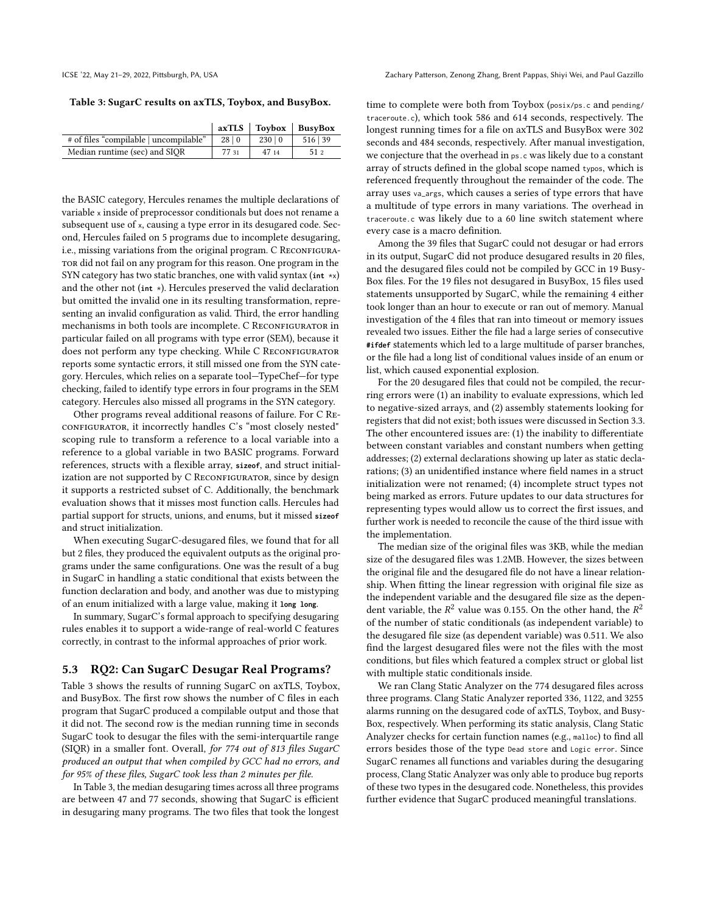**Table 3: SugarC results on axTLS, Toybox, and BusyBox.**

| | axTLS | Toybox | BusyBox |
|---|---|---|---|
| # of files "compilable \| uncompilable" | 28 \| 0 | 230 \| 0 | 516 \| 39 |
| Median runtime (sec) and SIQR | 77 31 | 47 14 | 51 2 |

the BASIC category, Hercules renames the multiple declarations of variable `x` inside of preprocessor conditionals but does not rename a subsequent use of `x`, causing a type error in its desugared code. Second, Hercules failed on 5 programs due to incomplete desugaring, i.e., missing variations from the original program. C Reconfigurator did not fail on any program for this reason. One program in the SYN category has two static branches, one with valid syntax (`int *x`) and the other not (`int *`). Hercules preserved the valid declaration but omitted the invalid one in its resulting transformation, representing an invalid configuration as valid. Third, the error handling mechanisms in both tools are incomplete. C Reconfigurator in particular failed on all programs with type error (SEM), because it does not perform any type checking. While C Reconfigurator reports some syntactic errors, it still missed one from the SYN category. Hercules, which relies on a separate tool—TypeChef—for type checking, failed to identify type errors in four programs in the SEM category. Hercules also missed all programs in the SYN category.

Other programs reveal additional reasons of failure. For C Reconfigurator, it incorrectly handles C's "most closely nested" scoping rule to transform a reference to a local variable into a reference to a global variable in two BASIC programs. Forward references, structs with a flexible array, `sizeof`, and struct initialization are not supported by C Reconfigurator, since by design it supports a restricted subset of C. Additionally, the benchmark evaluation shows that it misses most function calls. Hercules had partial support for structs, unions, and enums, but it missed `sizeof` and struct initialization.

When executing SugarC-desugared files, we found that for all but 2 files, they produced the equivalent outputs as the original programs under the same configurations. One was the result of a bug in SugarC in handling a static conditional that exists between the function declaration and body, and another was due to mistyping of an enum initialized with a large value, making it `long long`.

In summary, SugarC's formal approach to specifying desugaring rules enables it to support a wide-range of real-world C features correctly, in contrast to the informal approaches of prior work.

## 5.3 RQ2: Can SugarC Desugar Real Programs?

Table 3 shows the results of running SugarC on axTLS, Toybox, and BusyBox. The first row shows the number of C files in each program that SugarC produced a compilable output and those that it did not. The second row is the median running time in seconds SugarC took to desugar the files with the semi-interquartile range (SIQR) in a smaller font. Overall, *for 774 out of 813 files SugarC produced an output that when compiled by GCC had no errors, and for 95% of these files, SugarC took less than 2 minutes per file.*

In Table 3, the median desugaring times across all three programs are between 47 and 77 seconds, showing that SugarC is efficient in desugaring many programs. The two files that took the longest time to complete were both from Toybox (`posix/ps.c` and `pending/traceroute.c`), which took 586 and 614 seconds, respectively. The longest running times for a file on axTLS and BusyBox were 302 seconds and 484 seconds, respectively. After manual investigation, we conjecture that the overhead in `ps.c` was likely due to a constant array of structs defined in the global scope named `typos`, which is referenced frequently throughout the remainder of the code. The array uses `va_args`, which causes a series of type errors that have a multitude of type errors in many variations. The overhead in `traceroute.c` was likely due to a 60 line switch statement where every case is a macro definition.

Among the 39 files that SugarC could not desugar or had errors in its output, SugarC did not produce desugared results in 20 files, and the desugared files could not be compiled by GCC in 19 BusyBox files. For the 19 files not desugared in BusyBox, 15 files used statements unsupported by SugarC, while the remaining 4 either took longer than an hour to execute or ran out of memory. Manual investigation of the 4 files that ran into timeout or memory issues revealed two issues. Either the file had a large series of consecutive `#ifdef` statements which led to a large multitude of parser branches, or the file had a long list of conditional values inside of an enum or list, which caused exponential explosion.

For the 20 desugared files that could not be compiled, the recurring errors were (1) an inability to evaluate expressions, which led to negative-sized arrays, and (2) assembly statements looking for registers that did not exist; both issues were discussed in Section 3.3. The other encountered issues are: (1) the inability to differentiate between constant variables and constant numbers when getting addresses; (2) external declarations showing up later as static declarations; (3) an unidentified instance where field names in a struct initialization were not renamed; (4) incomplete struct types not being marked as errors. Future updates to our data structures for representing types would allow us to correct the first issues, and further work is needed to reconcile the cause of the third issue with the implementation.

The median size of the original files was 3KB, while the median size of the desugared files was 1.2MB. However, the sizes between the original file and the desugared file do not have a linear relationship. When fitting the linear regression with original file size as the independent variable and the desugared file size as the dependent variable, the $R^2$ value was 0.155. On the other hand, the $R^2$ of the number of static conditionals (as independent variable) to the desugared file size (as dependent variable) was 0.511. We also find the largest desugared files were not the files with the most conditions, but files which featured a complex struct or global list with multiple static conditionals inside.

We ran Clang Static Analyzer on the 774 desugared files across three programs. Clang Static Analyzer reported 336, 1122, and 3255 alarms running on the desugared code of axTLS, Toybox, and BusyBox, respectively. When performing its static analysis, Clang Static Analyzer checks for certain function names (e.g., `malloc`) to find all errors besides those of the type `Dead store` and `Logic error`. Since SugarC renames all functions and variables during the desugaring process, Clang Static Analyzer was only able to produce bug reports of these two types in the desugared code. Nonetheless, this provides further evidence that SugarC produced meaningful translations.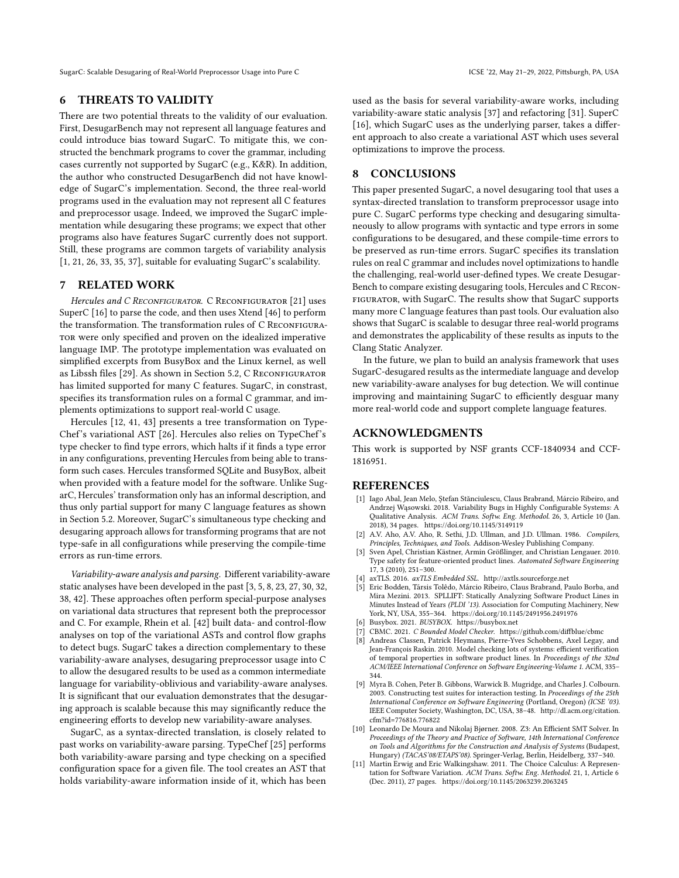## 6 THREATS TO VALIDITY

There are two potential threats to the validity of our evaluation. First, DesugarBench may not represent all language features and could introduce bias toward SugarC. To mitigate this, we constructed the benchmark programs to cover the grammar, including cases currently not supported by SugarC (e.g., K&R). In addition, the author who constructed DesugarBench did not have knowledge of SugarC's implementation. Second, the three real-world programs used in the evaluation may not represent all C features and preprocessor usage. Indeed, we improved the SugarC implementation while desugaring these programs; we expect that other programs also have features SugarC currently does not support. Still, these programs are common targets of variability analysis [1, 21, 26, 33, 35, 37], suitable for evaluating SugarC's scalability.

## 7 RELATED WORK

*Hercules and C Reconfigurator.* C Reconfigurator [21] uses SuperC [16] to parse the code, and then uses Xtend [46] to perform the transformation. The transformation rules of C Reconfigurator were only specified and proven on the idealized imperative language IMP. The prototype implementation was evaluated on simplified excerpts from BusyBox and the Linux kernel, as well as Libssh files [29]. As shown in Section 5.2, C Reconfigurator has limited supported for many C features. SugarC, in constrast, specifies its transformation rules on a formal C grammar, and implements optimizations to support real-world C usage.

Hercules [12, 41, 43] presents a tree transformation on TypeChef's variational AST [26]. Hercules also relies on TypeChef's type checker to find type errors, which halts if it finds a type error in any configurations, preventing Hercules from being able to transform such cases. Hercules transformed SQLite and BusyBox, albeit when provided with a feature model for the software. Unlike SugarC, Hercules' transformation only has an informal description, and thus only partial support for many C language features as shown in Section 5.2. Moreover, SugarC's simultaneous type checking and desugaring approach allows for transforming programs that are not type-safe in all configurations while preserving the compile-time errors as run-time errors.

*Variability-aware analysis and parsing.* Different variability-aware static analyses have been developed in the past [3, 5, 8, 23, 27, 30, 32, 38, 42]. These approaches often perform special-purpose analyses on variational data structures that represent both the preprocessor and C. For example, Rhein et al. [42] built data- and control-flow analyses on top of the variational ASTs and control flow graphs to detect bugs. SugarC takes a direction complementary to these variability-aware analyses, desugaring preprocessor usage into C to allow the desugared results to be used as a common intermediate language for variability-oblivious and variability-aware analyses. It is significant that our evaluation demonstrates that the desugaring approach is scalable because this may significantly reduce the engineering efforts to develop new variability-aware analyses.

SugarC, as a syntax-directed translation, is closely related to past works on variability-aware parsing. TypeChef [25] performs both variability-aware parsing and type checking on a specified configuration space for a given file. The tool creates an AST that holds variability-aware information inside of it, which has been used as the basis for several variability-aware works, including variability-aware static analysis [37] and refactoring [31]. SuperC [16], which SugarC uses as the underlying parser, takes a different approach to also create a variational AST which uses several optimizations to improve the process.

## 8 CONCLUSIONS

This paper presented SugarC, a novel desugaring tool that uses a syntax-directed translation to transform preprocessor usage into pure C. SugarC performs type checking and desugaring simultaneously to allow programs with syntactic and type errors in some configurations to be desugared, and these compile-time errors to be preserved as run-time errors. SugarC specifies its translation rules on real C grammar and includes novel optimizations to handle the challenging, real-world user-defined types. We create DesugarBench to compare existing desugaring tools, Hercules and C Reconfigurator, with SugarC. The results show that SugarC supports many more C language features than past tools. Our evaluation also shows that SugarC is scalable to desugar three real-world programs and demonstrates the applicability of these results as inputs to the Clang Static Analyzer.

In the future, we plan to build an analysis framework that uses SugarC-desugared results as the intermediate language and develop new variability-aware analyses for bug detection. We will continue improving and maintaining SugarC to efficiently desguar many more real-world code and support complete language features.

## ACKNOWLEDGMENTS

This work is supported by NSF grants CCF-1840934 and CCF-1816951.

## REFERENCES

[1] Iago Abal, Jean Melo, Ştefan Stănciulescu, Claus Brabrand, Márcio Ribeiro, and Andrzej Wąsowski. 2018. Variability Bugs in Highly Configurable Systems: A Qualitative Analysis. *ACM Trans. Softw. Eng. Methodol.* 26, 3, Article 10 (Jan. 2018), 34 pages. https://doi.org/10.1145/3149119

[2] A.V. Aho, A.V. Aho, R. Sethi, J.D. Ullman, and J.D. Ullman. 1986. *Compilers, Principles, Techniques, and Tools.* Addison-Wesley Publishing Company.

[3] Sven Apel, Christian Kästner, Armin Größlinger, and Christian Lengauer. 2010. Type safety for feature-oriented product lines. *Automated Software Engineering* 17, 3 (2010), 251–300.

[4] axTLS. 2016. *axTLS Embedded SSL.* http://axtls.sourceforge.net

[5] Eric Bodden, Társis Tolêdo, Márcio Ribeiro, Claus Brabrand, Paulo Borba, and Mira Mezini. 2013. SPLLIFT: Statically Analyzing Software Product Lines in Minutes Instead of Years *(PLDI '13).* Association for Computing Machinery, New York, NY, USA, 355–364. https://doi.org/10.1145/2491956.2491976

[6] Busybox. 2021. *BUSYBOX.* https://busybox.net

[7] CBMC. 2021. *C Bounded Model Checker.* https://github.com/diffblue/cbmc

[8] Andreas Classen, Patrick Heymans, Pierre-Yves Schobbens, Axel Legay, and Jean-François Raskin. 2010. Model checking lots of systems: efficient verification of temporal properties in software product lines. In *Proceedings of the 32nd ACM/IEEE International Conference on Software Engineering-Volume 1.* ACM, 335–344.

[9] Myra B. Cohen, Peter B. Gibbons, Warwick B. Mugridge, and Charles J. Colbourn. 2003. Constructing test suites for interaction testing. In *Proceedings of the 25th International Conference on Software Engineering* (Portland, Oregon) *(ICSE '03).* IEEE Computer Society, Washington, DC, USA, 38–48. http://dl.acm.org/citation.cfm?id=776816.776822

[10] Leonardo De Moura and Nikolaj Bjørner. 2008. Z3: An Efficient SMT Solver. In *Proceedings of the Theory and Practice of Software, 14th International Conference on Tools and Algorithms for the Construction and Analysis of Systems* (Budapest, Hungary) *(TACAS'08/ETAPS'08).* Springer-Verlag, Berlin, Heidelberg, 337–340.

[11] Martin Erwig and Eric Walkingshaw. 2011. The Choice Calculus: A Representation for Software Variation. *ACM Trans. Softw. Eng. Methodol.* 21, 1, Article 6 (Dec. 2011), 27 pages. https://doi.org/10.1145/2063239.2063245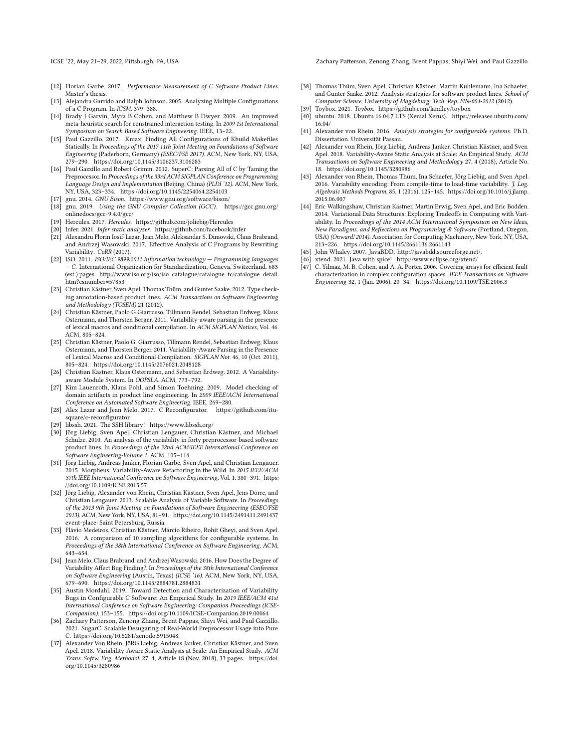- [12] Florian Garbe. 2017. *Performance Measurement of C Software Product Lines.* Master's thesis.
- [13] Alejandra Garrido and Ralph Johnson. 2005. Analyzing Multiple Configurations of a C Program. In *ICSM*. 379–388.
- [14] Brady J Garvin, Myra B Cohen, and Matthew B Dwyer. 2009. An improved meta-heuristic search for constrained interaction testing. In *2009 1st International Symposium on Search Based Software Engineering*. IEEE, 13–22.
- [15] Paul Gazzillo. 2017. Kmax: Finding All Configurations of Kbuild Makefiles Statically. In *Proceedings of the 2017 11th Joint Meeting on Foundations of Software Engineering* (Paderborn, Germany) *(ESEC/FSE 2017)*. ACM, New York, NY, USA, 279–290. https://doi.org/10.1145/3106237.3106283
- [16] Paul Gazzillo and Robert Grimm. 2012. SuperC: Parsing All of C by Taming the Preprocessor. In *Proceedings of the 33rd ACM SIGPLAN Conference on Programming Language Design and Implementation* (Beijing, China) *(PLDI '12)*. ACM, New York, NY, USA, 323–334. https://doi.org/10.1145/2254064.2254103
- [17] gnu. 2014. *GNU Bison.* https://www.gnu.org/software/bison/
- [18] gnu. 2019. *Using the GNU Compiler Collection (GCC).* https://gcc.gnu.org/onlinedocs/gcc-9.4.0/gcc/
- [19] Hercules. 2017. *Hercules.* https://github.com/joliebig/Hercules
- [20] Infer. 2021. *Infer static analyzer.* https://github.com/facebook/infer
- [21] Alexandru Florin Iosif-Lazar, Jean Melo, Aleksandar S. Dimovski, Claus Brabrand, and Andrzej Wasowski. 2017. Effective Analysis of C Programs by Rewriting Variability. *CoRR* (2017).
- [22] ISO. 2011. *ISO/IEC 9899:2011 Information technology — Programming languages — C.* International Organization for Standardization, Geneva, Switzerland. 683 (est.) pages. http://www.iso.org/iso/iso_catalogue/catalogue_tc/catalogue_detail.htm?csnumber=57853
- [23] Christian Kästner, Sven Apel, Thomas Thüm, and Gunter Saake. 2012. Type checking annotation-based product lines. *ACM Transactions on Software Engineering and Methodology (TOSEM)* 21 (2012).
- [24] Christian Kästner, Paolo G Giarrusso, Tillmann Rendel, Sebastian Erdweg, Klaus Ostermann, and Thorsten Berger. 2011. Variability-aware parsing in the presence of lexical macros and conditional compilation. In *ACM SIGPLAN Notices*, Vol. 46. ACM, 805–824.
- [25] Christian Kästner, Paolo G. Giarrusso, Tillmann Rendel, Sebastian Erdweg, Klaus Ostermann, and Thorsten Berger. 2011. Variability-Aware Parsing in the Presence of Lexical Macros and Conditional Compilation. *SIGPLAN Not.* 46, 10 (Oct. 2011), 805–824. https://doi.org/10.1145/2076021.2048128
- [26] Christian Kästner, Klaus Ostermann, and Sebastian Erdweg. 2012. A Variability-aware Module System. In *OOPSLA*. ACM, 773–792.
- [27] Kim Lauenroth, Klaus Pohl, and Simon Toehning. 2009. Model checking of domain artifacts in product line engineering. In *2009 IEEE/ACM International Conference on Automated Software Engineering*. IEEE, 269–280.
- [28] Alex Lazar and Jean Melo. 2017. C Reconfigurator. https://github.com/itu-square/c-reconfigurator
- [29] libssh. 2021. The SSH library! https://www.libssh.org/
- [30] Jörg Liebig, Sven Apel, Christian Lengauer, Christian Kästner, and Michael Schulze. 2010. An analysis of the variability in forty preprocessor-based software product lines. In *Proceedings of the 32nd ACM/IEEE International Conference on Software Engineering-Volume 1*. ACM, 105–114.
- [31] Jörg Liebig, Andreas Janker, Florian Garbe, Sven Apel, and Christian Lengauer. 2015. Morpheus: Variability-Aware Refactoring in the Wild. In *2015 IEEE/ACM 37th IEEE International Conference on Software Engineering*, Vol. 1. 380–391. https://doi.org/10.1109/ICSE.2015.57
- [32] Jörg Liebig, Alexander von Rhein, Christian Kästner, Sven Apel, Jens Dörre, and Christian Lengauer. 2013. Scalable Analysis of Variable Software. In *Proceedings of the 2013 9th Joint Meeting on Foundations of Software Engineering (ESEC/FSE 2013)*. ACM, New York, NY, USA, 81–91. https://doi.org/10.1145/2491411.2491437 event-place: Saint Petersburg, Russia.
- [33] Flávio Medeiros, Christian Kästner, Márcio Ribeiro, Rohit Gheyi, and Sven Apel. 2016. A comparison of 10 sampling algorithms for configurable systems. In *Proceedings of the 38th International Conference on Software Engineering*. ACM, 643–654.
- [34] Jean Melo, Claus Brabrand, and Andrzej Wasowski. 2016. How Does the Degree of Variability Affect Bug Finding?. In *Proceedings of the 38th International Conference on Software Engineering* (Austin, Texas) *(ICSE '16)*. ACM, New York, NY, USA, 679–690. https://doi.org/10.1145/2884781.2884831
- [35] Austin Mordahl. 2019. Toward Detection and Characterization of Variability Bugs in Configurable C Software: An Empirical Study. In *2019 IEEE/ACM 41st International Conference on Software Engineering: Companion Proceedings (ICSE-Companion)*. 153–155. https://doi.org/10.1109/ICSE-Companion.2019.00064
- [36] Zachary Patterson, Zenong Zhang, Brent Pappas, Shiyi Wei, and Paul Gazzillo. 2021. SugarC: Scalable Desugaring of Real-World Preprocessor Usage into Pure C. https://doi.org/10.5281/zenodo.5915048.
- [37] Alexander Von Rhein, JöRG Liebig, Andreas Janker, Christian Kästner, and Sven Apel. 2018. Variability-Aware Static Analysis at Scale: An Empirical Study. *ACM Trans. Softw. Eng. Methodol.* 27, 4, Article 18 (Nov. 2018), 33 pages. https://doi.org/10.1145/3280986
- [38] Thomas Thüm, Sven Apel, Christian Kästner, Martin Kuhlemann, Ina Schaefer, and Gunter Saake. 2012. Analysis strategies for software product lines. *School of Computer Science, University of Magdeburg, Tech. Rep. FIN-004-2012* (2012).
- [39] Toybox. 2021. *Toybox.* https://github.com/landley/toybox
- [40] ubuntu. 2018. Ubuntu 16.04.7 LTS (Xenial Xerus). https://releases.ubuntu.com/16.04/
- [41] Alexander von Rhein. 2016. *Analysis strategies for configurable systems.* Ph.D. Dissertation. Universität Passau.
- [42] Alexander von Rhein, Jörg Liebig, Andreas Janker, Christian Kästner, and Sven Apel. 2018. Variability-Aware Static Analysis at Scale: An Empirical Study. *ACM Transactions on Software Engineering and Methodology* 27, 4 (2018), Article No. 18. https://doi.org/10.1145/3280986
- [43] Alexander von Rhein, Thomas Thüm, Ina Schaefer, Jörg Liebig, and Sven Apel. 2016. Variability encoding: From compile-time to load-time variability. *J. Log. Algebraic Methods Program.* 85, 1 (2016), 125–145. https://doi.org/10.1016/j.jlamp.2015.06.007
- [44] Eric Walkingshaw, Christian Kästner, Martin Erwig, Sven Apel, and Eric Bodden. 2014. Variational Data Structures: Exploring Tradeoffs in Computing with Variability. In *Proceedings of the 2014 ACM International Symposium on New Ideas, New Paradigms, and Reflections on Programming & Software* (Portland, Oregon, USA) *(Onward! 2014)*. Association for Computing Machinery, New York, NY, USA, 213–226. https://doi.org/10.1145/2661136.2661143
- [45] John Whaley. 2007. JavaBDD. http://javabdd.sourceforge.net/.
- [46] xtend. 2021. Java with spice! http://www.eclipse.org/xtend/
- [47] C. Yilmaz, M. B. Cohen, and A. A. Porter. 2006. Covering arrays for efficient fault characterization in complex configuration spaces. *IEEE Transactions on Software Engineering* 32, 1 (Jan. 2006), 20–34. https://doi.org/10.1109/TSE.2006.8